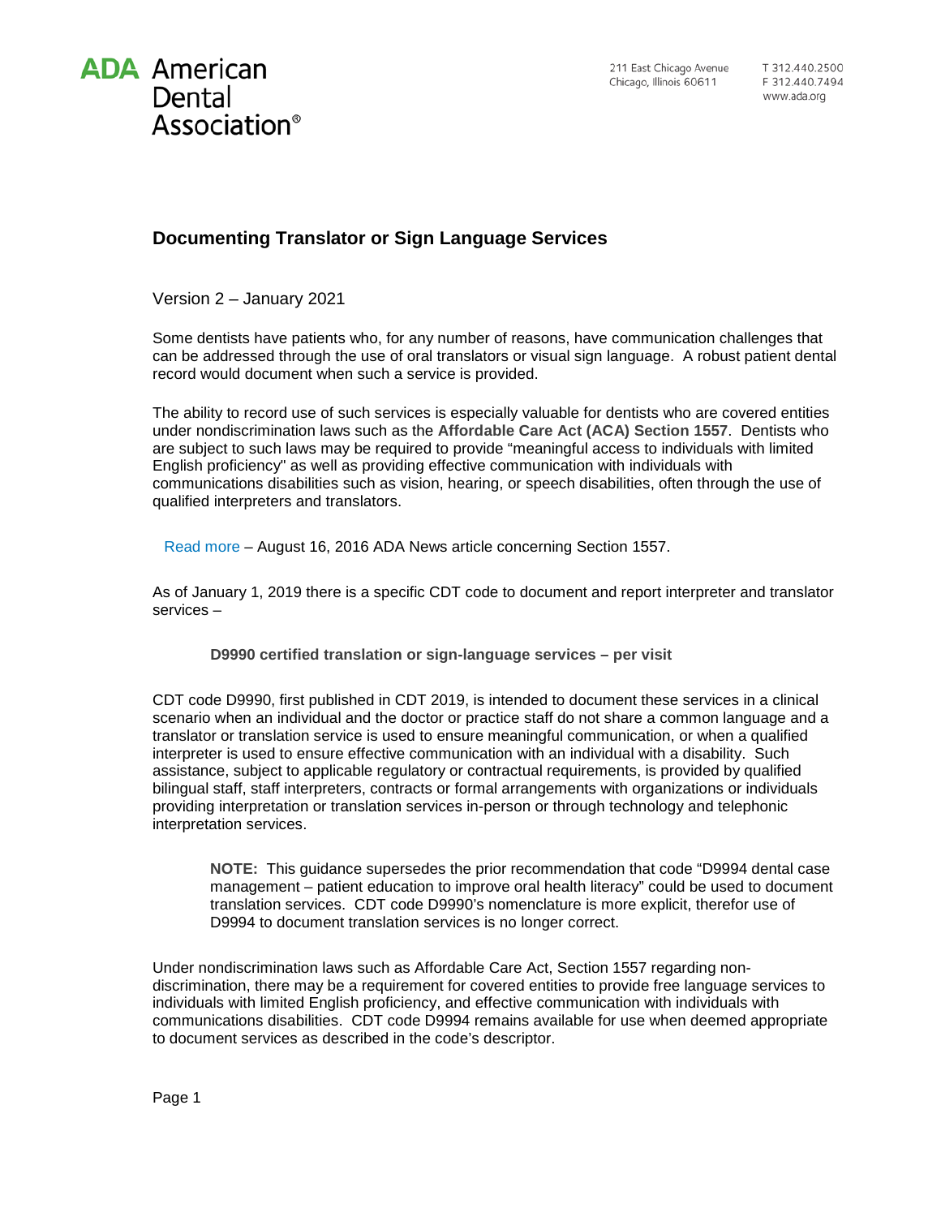ADA American Dental Association®

211 East Chicago Avenue
Chicago, Illinois 60611

T 312.440.2500
F 312.440.7494
www.ada.org

## Documenting Translator or Sign Language Services

Version 2 – January 2021

Some dentists have patients who, for any number of reasons, have communication challenges that can be addressed through the use of oral translators or visual sign language. A robust patient dental record would document when such a service is provided.

The ability to record use of such services is especially valuable for dentists who are covered entities under nondiscrimination laws such as the **Affordable Care Act (ACA) Section 1557**. Dentists who are subject to such laws may be required to provide "meaningful access to individuals with limited English proficiency" as well as providing effective communication with individuals with communications disabilities such as vision, hearing, or speech disabilities, often through the use of qualified interpreters and translators.

Read more – August 16, 2016 ADA News article concerning Section 1557.

As of January 1, 2019 there is a specific CDT code to document and report interpreter and translator services –

> **D9990 certified translation or sign-language services – per visit**

CDT code D9990, first published in CDT 2019, is intended to document these services in a clinical scenario when an individual and the doctor or practice staff do not share a common language and a translator or translation service is used to ensure meaningful communication, or when a qualified interpreter is used to ensure effective communication with an individual with a disability. Such assistance, subject to applicable regulatory or contractual requirements, is provided by qualified bilingual staff, staff interpreters, contracts or formal arrangements with organizations or individuals providing interpretation or translation services in-person or through technology and telephonic interpretation services.

> **NOTE:** This guidance supersedes the prior recommendation that code "D9994 dental case management – patient education to improve oral health literacy" could be used to document translation services. CDT code D9990's nomenclature is more explicit, therefor use of D9994 to document translation services is no longer correct.

Under nondiscrimination laws such as Affordable Care Act, Section 1557 regarding non-discrimination, there may be a requirement for covered entities to provide free language services to individuals with limited English proficiency, and effective communication with individuals with communications disabilities. CDT code D9994 remains available for use when deemed appropriate to document services as described in the code's descriptor.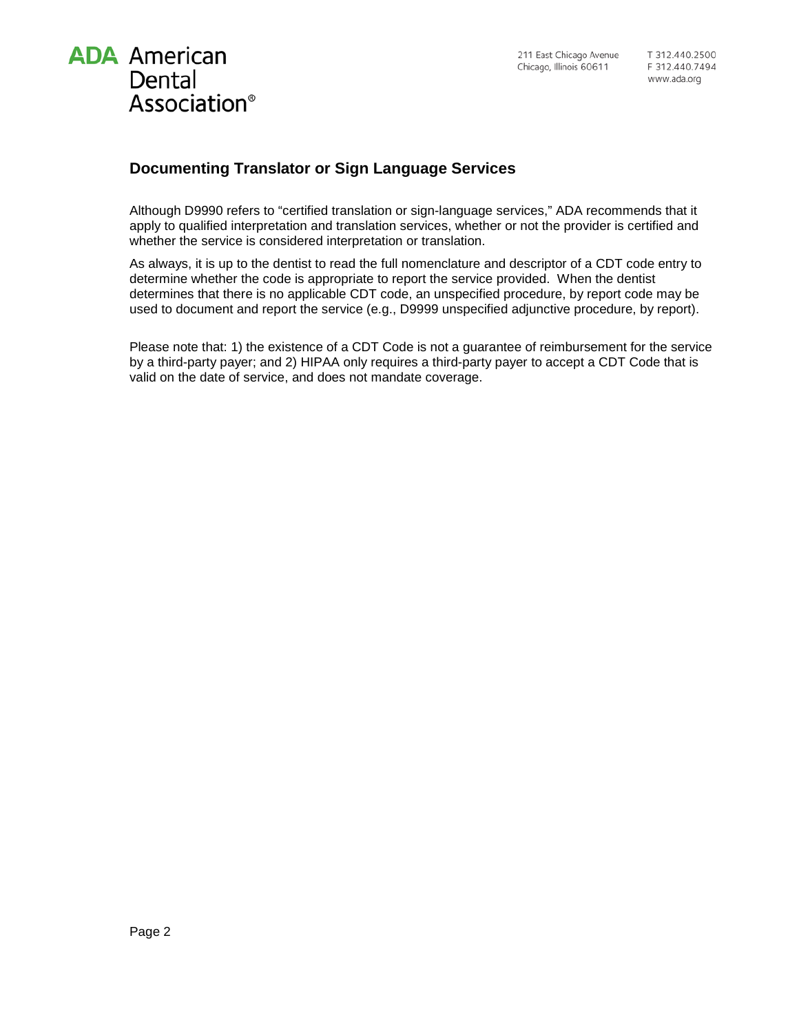## Documenting Translator or Sign Language Services

Although D9990 refers to “certified translation or sign-language services,” ADA recommends that it apply to qualified interpretation and translation services, whether or not the provider is certified and whether the service is considered interpretation or translation.

As always, it is up to the dentist to read the full nomenclature and descriptor of a CDT code entry to determine whether the code is appropriate to report the service provided. When the dentist determines that there is no applicable CDT code, an unspecified procedure, by report code may be used to document and report the service (e.g., D9999 unspecified adjunctive procedure, by report).

Please note that: 1) the existence of a CDT Code is not a guarantee of reimbursement for the service by a third-party payer; and 2) HIPAA only requires a third-party payer to accept a CDT Code that is valid on the date of service, and does not mandate coverage.